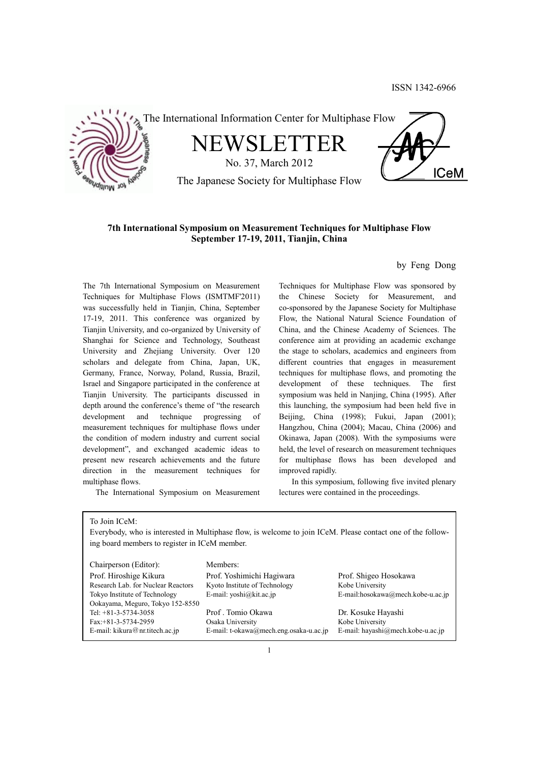ISSN 1342-6966

The International Information Center for Multiphase Flow

# NEWSLETTER

No. 37, March 2012

The Japanese Society for Multiphase Flow

## 7th International Symposium on Measurement Techniques for Multiphase Flow September 17-19, 2011, Tianjin, China

by Feng Dong

The 7th International Symposium on Measurement Techniques for Multiphase Flows (ISMTMF'2011) was successfully held in Tianjin, China, September 17-19, 2011. This conference was organized by Tianjin University, and co-organized by University of Shanghai for Science and Technology, Southeast University and Zhejiang University. Over 120 scholars and delegate from China, Japan, UK, Germany, France, Norway, Poland, Russia, Brazil, Israel and Singapore participated in the conference at Tianjin University. The participants discussed in depth around the conference's theme of "the research development and technique progressing of measurement techniques for multiphase flows under the condition of modern industry and current social development", and exchanged academic ideas to present new research achievements and the future direction in the measurement techniques for multiphase flows.

The International Symposium on Measurement Techniques for Multiphase Flow was sponsored by the Chinese Society for Measurement, and co-sponsored by the Japanese Society for Multiphase Flow, the National Natural Science Foundation of China, and the Chinese Academy of Sciences. The conference aim at providing an academic exchange the stage to scholars, academics and engineers from different countries that engages in measurement techniques for multiphase flows, and promoting the development of these techniques. The first symposium was held in Nanjing, China (1995). After this launching, the symposium had been held five in Beijing, China (1998); Fukui, Japan (2001); Hangzhou, China (2004); Macau, China (2006) and Okinawa, Japan (2008). With the symposiums were held, the level of research on measurement techniques for multiphase flows has been developed and improved rapidly.

In this symposium, following five invited plenary lectures were contained in the proceedings.

---

To Join ICeM:

Everybody, who is interested in Multiphase flow, is welcome to join ICeM. Please contact one of the following board members to register in ICeM member.

Chairperson (Editor):
Prof. Hiroshige Kikura
Research Lab. for Nuclear Reactors
Tokyo Institute of Technology
Ookayama, Meguro, Tokyo 152-8550
Tel: +81-3-5734-3058
Fax:+81-3-5734-2959
E-mail: kikura@nr.titech.ac.jp

Members:

Prof. Yoshimichi Hagiwara
Kyoto Institute of Technology
E-mail: yoshi@kit.ac.jp

Prof. Shigeo Hosokawa
Kobe University
E-mail:hosokawa@mech.kobe-u.ac.jp

Prof . Tomio Okawa
Osaka University
E-mail: t-okawa@mech.eng.osaka-u.ac.jp

Dr. Kosuke Hayashi
Kobe University
E-mail: hayashi@mech.kobe-u.ac.jp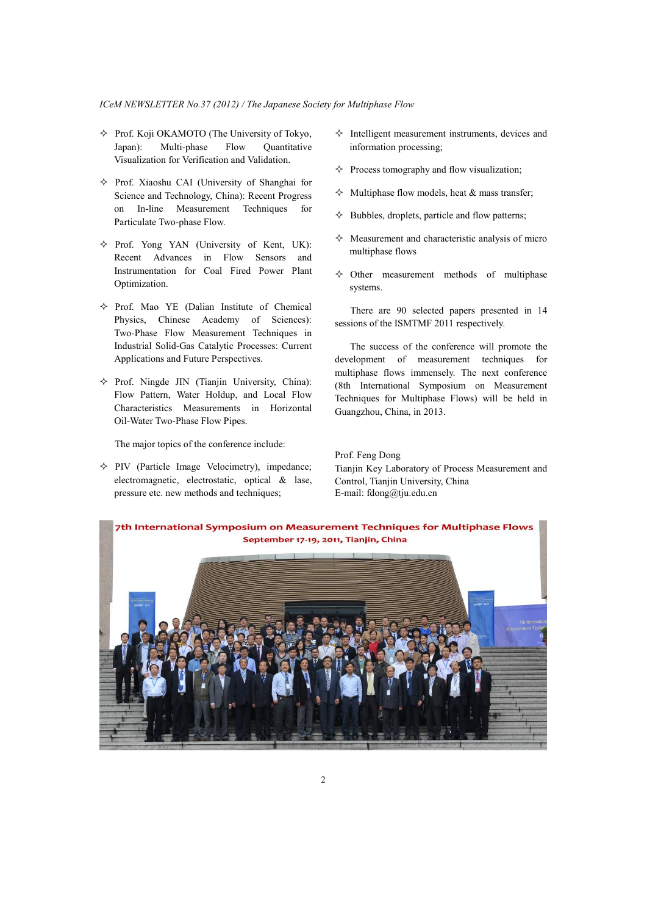- ✧ Prof. Koji OKAMOTO (The University of Tokyo, Japan): Multi-phase Flow Quantitative Visualization for Verification and Validation.

- ✧ Prof. Xiaoshu CAI (University of Shanghai for Science and Technology, China): Recent Progress on In-line Measurement Techniques for Particulate Two-phase Flow.

- ✧ Prof. Yong YAN (University of Kent, UK): Recent Advances in Flow Sensors and Instrumentation for Coal Fired Power Plant Optimization.

- ✧ Prof. Mao YE (Dalian Institute of Chemical Physics, Chinese Academy of Sciences): Two-Phase Flow Measurement Techniques in Industrial Solid-Gas Catalytic Processes: Current Applications and Future Perspectives.

- ✧ Prof. Ningde JIN (Tianjin University, China): Flow Pattern, Water Holdup, and Local Flow Characteristics Measurements in Horizontal Oil-Water Two-Phase Flow Pipes.

The major topics of the conference include:

- ✧ PIV (Particle Image Velocimetry), impedance; electromagnetic, electrostatic, optical & lase, pressure etc. new methods and techniques;

- ✧ Intelligent measurement instruments, devices and information processing;

- ✧ Process tomography and flow visualization;

- ✧ Multiphase flow models, heat & mass transfer;

- ✧ Bubbles, droplets, particle and flow patterns;

- ✧ Measurement and characteristic analysis of micro multiphase flows

- ✧ Other measurement methods of multiphase systems.

There are 90 selected papers presented in 14 sessions of the ISMTMF 2011 respectively.

The success of the conference will promote the development of measurement techniques for multiphase flows immensely. The next conference (8th International Symposium on Measurement Techniques for Multiphase Flows) will be held in Guangzhou, China, in 2013.

Prof. Feng Dong
Tianjin Key Laboratory of Process Measurement and Control, Tianjin University, China
E-mail: fdong@tju.edu.cn

7th International Symposium on Measurement Techniques for Multiphase Flows
September 17-19, 2011, Tianjin, China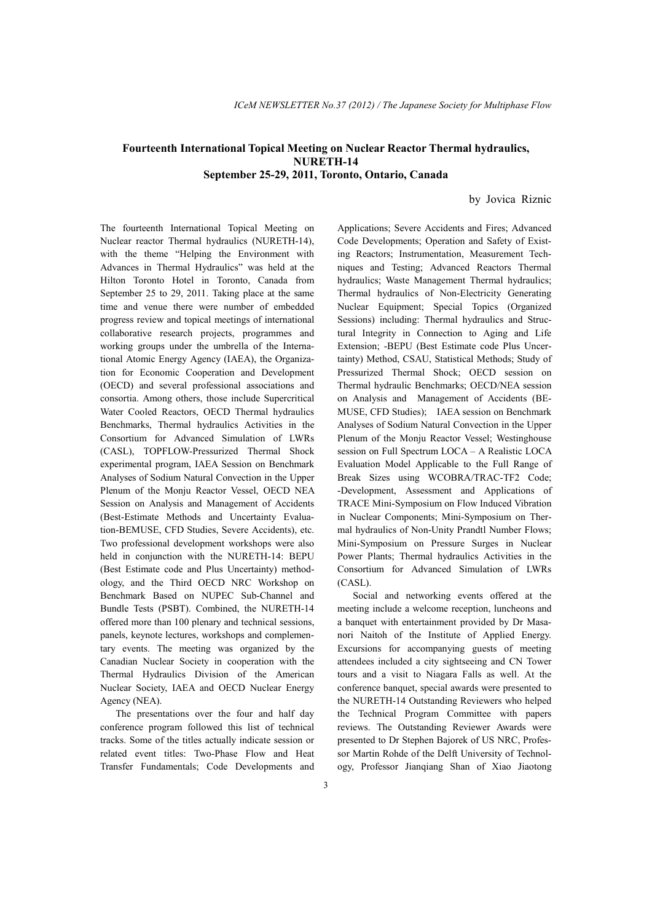## Fourteenth International Topical Meeting on Nuclear Reactor Thermal hydraulics, NURETH-14
## September 25-29, 2011, Toronto, Ontario, Canada

by Jovica Riznic

The fourteenth International Topical Meeting on Nuclear reactor Thermal hydraulics (NURETH-14), with the theme "Helping the Environment with Advances in Thermal Hydraulics" was held at the Hilton Toronto Hotel in Toronto, Canada from September 25 to 29, 2011. Taking place at the same time and venue there were number of embedded progress review and topical meetings of international collaborative research projects, programmes and working groups under the umbrella of the International Atomic Energy Agency (IAEA), the Organization for Economic Cooperation and Development (OECD) and several professional associations and consortia. Among others, those include Supercritical Water Cooled Reactors, OECD Thermal hydraulics Benchmarks, Thermal hydraulics Activities in the Consortium for Advanced Simulation of LWRs (CASL), TOPFLOW-Pressurized Thermal Shock experimental program, IAEA Session on Benchmark Analyses of Sodium Natural Convection in the Upper Plenum of the Monju Reactor Vessel, OECD NEA Session on Analysis and Management of Accidents (Best-Estimate Methods and Uncertainty Evaluation-BEMUSE, CFD Studies, Severe Accidents), etc. Two professional development workshops were also held in conjunction with the NURETH-14: BEPU (Best Estimate code and Plus Uncertainty) methodology, and the Third OECD NRC Workshop on Benchmark Based on NUPEC Sub-Channel and Bundle Tests (PSBT). Combined, the NURETH-14 offered more than 100 plenary and technical sessions, panels, keynote lectures, workshops and complementary events. The meeting was organized by the Canadian Nuclear Society in cooperation with the Thermal Hydraulics Division of the American Nuclear Society, IAEA and OECD Nuclear Energy Agency (NEA).

The presentations over the four and half day conference program followed this list of technical tracks. Some of the titles actually indicate session or related event titles: Two-Phase Flow and Heat Transfer Fundamentals; Code Developments and Applications; Severe Accidents and Fires; Advanced Code Developments; Operation and Safety of Existing Reactors; Instrumentation, Measurement Techniques and Testing; Advanced Reactors Thermal hydraulics; Waste Management Thermal hydraulics; Thermal hydraulics of Non-Electricity Generating Nuclear Equipment; Special Topics (Organized Sessions) including: Thermal hydraulics and Structural Integrity in Connection to Aging and Life Extension; -BEPU (Best Estimate code Plus Uncertainty) Method, CSAU, Statistical Methods; Study of Pressurized Thermal Shock; OECD session on Thermal hydraulic Benchmarks; OECD/NEA session on Analysis and Management of Accidents (BEMUSE, CFD Studies); IAEA session on Benchmark Analyses of Sodium Natural Convection in the Upper Plenum of the Monju Reactor Vessel; Westinghouse session on Full Spectrum LOCA – A Realistic LOCA Evaluation Model Applicable to the Full Range of Break Sizes using WCOBRA/TRAC-TF2 Code; -Development, Assessment and Applications of TRACE Mini-Symposium on Flow Induced Vibration in Nuclear Components; Mini-Symposium on Thermal hydraulics of Non-Unity Prandtl Number Flows; Mini-Symposium on Pressure Surges in Nuclear Power Plants; Thermal hydraulics Activities in the Consortium for Advanced Simulation of LWRs (CASL).

Social and networking events offered at the meeting include a welcome reception, luncheons and a banquet with entertainment provided by Dr Masanori Naitoh of the Institute of Applied Energy. Excursions for accompanying guests of meeting attendees included a city sightseeing and CN Tower tours and a visit to Niagara Falls as well. At the conference banquet, special awards were presented to the NURETH-14 Outstanding Reviewers who helped the Technical Program Committee with papers reviews. The Outstanding Reviewer Awards were presented to Dr Stephen Bajorek of US NRC, Professor Martin Rohde of the Delft University of Technology, Professor Jianqiang Shan of Xiao Jiaotong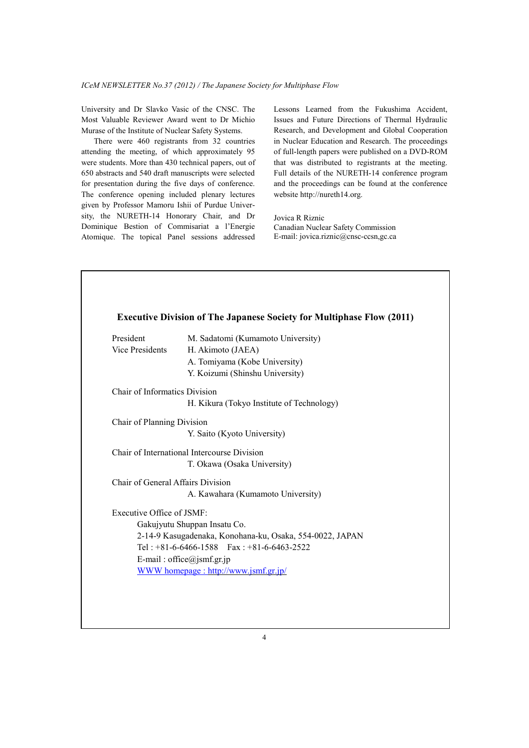University and Dr Slavko Vasic of the CNSC. The Most Valuable Reviewer Award went to Dr Michio Murase of the Institute of Nuclear Safety Systems.

There were 460 registrants from 32 countries attending the meeting, of which approximately 95 were students. More than 430 technical papers, out of 650 abstracts and 540 draft manuscripts were selected for presentation during the five days of conference. The conference opening included plenary lectures given by Professor Mamoru Ishii of Purdue University, the NURETH-14 Honorary Chair, and Dr Dominique Bestion of Commisariat a l'Energie Atomique. The topical Panel sessions addressed Lessons Learned from the Fukushima Accident, Issues and Future Directions of Thermal Hydraulic Research, and Development and Global Cooperation in Nuclear Education and Research. The proceedings of full-length papers were published on a DVD-ROM that was distributed to registrants at the meeting. Full details of the NURETH-14 conference program and the proceedings can be found at the conference website http://nureth14.org.

Jovica R Riznic
Canadian Nuclear Safety Commission
E-mail: jovica.riznic@cnsc-ccsn,gc.ca

## Executive Division of The Japanese Society for Multiphase Flow (2011)

President — M. Sadatomi (Kumamoto University)

Vice Presidents — H. Akimoto (JAEA)
A. Tomiyama (Kobe University)
Y. Koizumi (Shinshu University)

Chair of Informatics Division
H. Kikura (Tokyo Institute of Technology)

Chair of Planning Division
Y. Saito (Kyoto University)

Chair of International Intercourse Division
T. Okawa (Osaka University)

Chair of General Affairs Division
A. Kawahara (Kumamoto University)

Executive Office of JSMF:
Gakujyutu Shuppan Insatu Co.
2-14-9 Kasugadenaka, Konohana-ku, Osaka, 554-0022, JAPAN
Tel : +81-6-6466-1588　Fax : +81-6-6463-2522
E-mail : office@jsmf.gr.jp
WWW homepage : http://www.jsmf.gr.jp/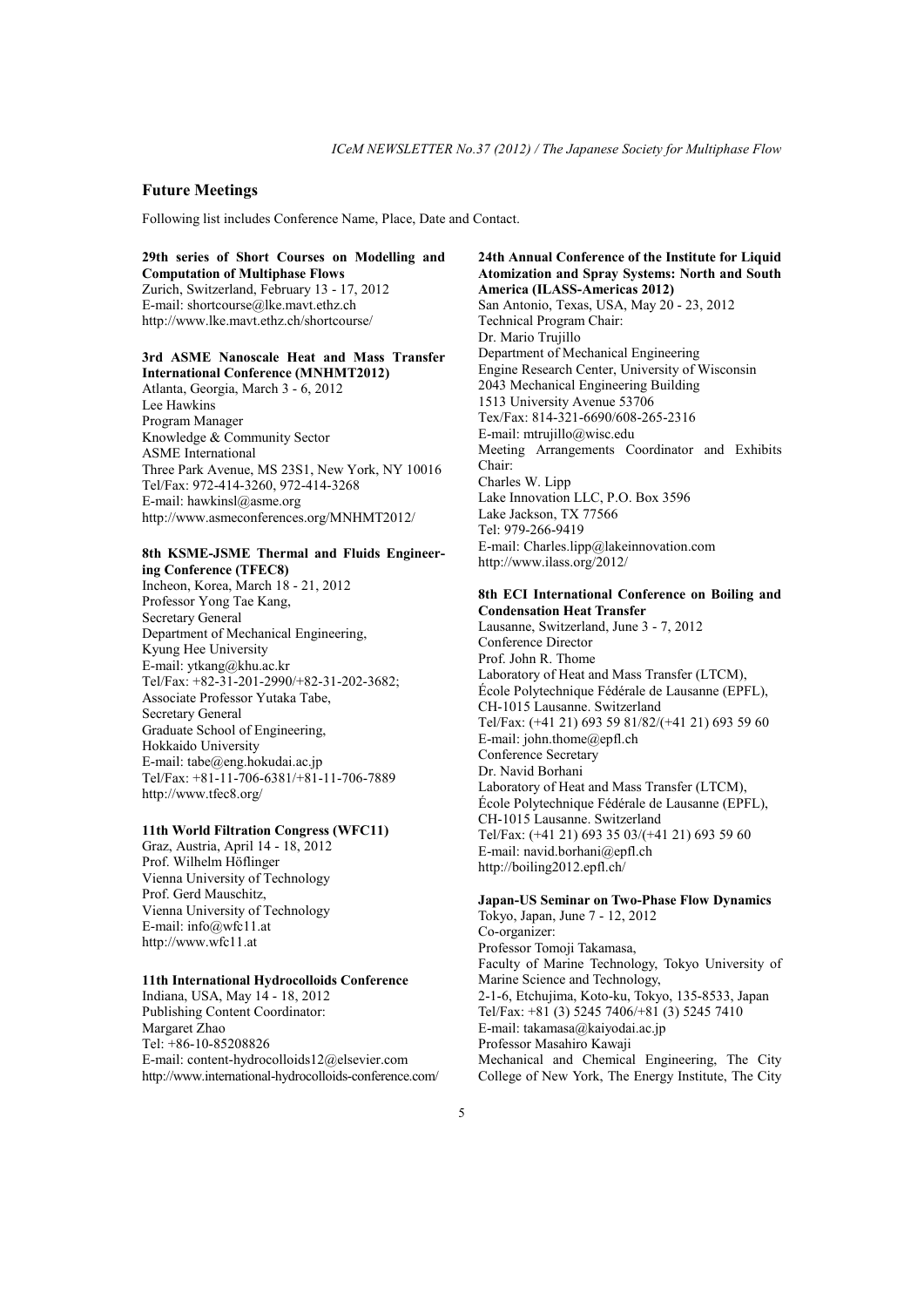## Future Meetings

Following list includes Conference Name, Place, Date and Contact.

**29th series of Short Courses on Modelling and Computation of Multiphase Flows**
Zurich, Switzerland, February 13 - 17, 2012
E-mail: shortcourse@lke.mavt.ethz.ch
http://www.lke.mavt.ethz.ch/shortcourse/

**3rd ASME Nanoscale Heat and Mass Transfer International Conference (MNHMT2012)**
Atlanta, Georgia, March 3 - 6, 2012
Lee Hawkins
Program Manager
Knowledge & Community Sector
ASME International
Three Park Avenue, MS 23S1, New York, NY 10016
Tel/Fax: 972-414-3260, 972-414-3268
E-mail: hawkinsl@asme.org
http://www.asmeconferences.org/MNHMT2012/

**8th KSME-JSME Thermal and Fluids Engineering Conference (TFEC8)**
Incheon, Korea, March 18 - 21, 2012
Professor Yong Tae Kang,
Secretary General
Department of Mechanical Engineering,
Kyung Hee University
E-mail: ytkang@khu.ac.kr
Tel/Fax: +82-31-201-2990/+82-31-202-3682;
Associate Professor Yutaka Tabe,
Secretary General
Graduate School of Engineering,
Hokkaido University
E-mail: tabe@eng.hokudai.ac.jp
Tel/Fax: +81-11-706-6381/+81-11-706-7889
http://www.tfec8.org/

**11th World Filtration Congress (WFC11)**
Graz, Austria, April 14 - 18, 2012
Prof. Wilhelm Höflinger
Vienna University of Technology
Prof. Gerd Mauschitz,
Vienna University of Technology
E-mail: info@wfc11.at
http://www.wfc11.at

**11th International Hydrocolloids Conference**
Indiana, USA, May 14 - 18, 2012
Publishing Content Coordinator:
Margaret Zhao
Tel: +86-10-85208826
E-mail: content-hydrocolloids12@elsevier.com
http://www.international-hydrocolloids-conference.com/

**24th Annual Conference of the Institute for Liquid Atomization and Spray Systems: North and South America (ILASS-Americas 2012)**
San Antonio, Texas, USA, May 20 - 23, 2012
Technical Program Chair:
Dr. Mario Trujillo
Department of Mechanical Engineering
Engine Research Center, University of Wisconsin
2043 Mechanical Engineering Building
1513 University Avenue 53706
Tex/Fax: 814-321-6690/608-265-2316
E-mail: mtrujillo@wisc.edu
Meeting Arrangements Coordinator and Exhibits Chair:
Charles W. Lipp
Lake Innovation LLC, P.O. Box 3596
Lake Jackson, TX 77566
Tel: 979-266-9419
E-mail: Charles.lipp@lakeinnovation.com
http://www.ilass.org/2012/

**8th ECI International Conference on Boiling and Condensation Heat Transfer**
Lausanne, Switzerland, June 3 - 7, 2012
Conference Director
Prof. John R. Thome
Laboratory of Heat and Mass Transfer (LTCM),
École Polytechnique Fédérale de Lausanne (EPFL),
CH-1015 Lausanne. Switzerland
Tel/Fax: (+41 21) 693 59 81/82/(+41 21) 693 59 60
E-mail: john.thome@epfl.ch
Conference Secretary
Dr. Navid Borhani
Laboratory of Heat and Mass Transfer (LTCM),
École Polytechnique Fédérale de Lausanne (EPFL),
CH-1015 Lausanne. Switzerland
Tel/Fax: (+41 21) 693 35 03/(+41 21) 693 59 60
E-mail: navid.borhani@epfl.ch
http://boiling2012.epfl.ch/

**Japan-US Seminar on Two-Phase Flow Dynamics**
Tokyo, Japan, June 7 - 12, 2012
Co-organizer:
Professor Tomoji Takamasa,
Faculty of Marine Technology, Tokyo University of Marine Science and Technology,
2-1-6, Etchujima, Koto-ku, Tokyo, 135-8533, Japan
Tel/Fax: +81 (3) 5245 7406/+81 (3) 5245 7410
E-mail: takamasa@kaiyodai.ac.jp
Professor Masahiro Kawaji
Mechanical and Chemical Engineering, The City College of New York, The Energy Institute, The City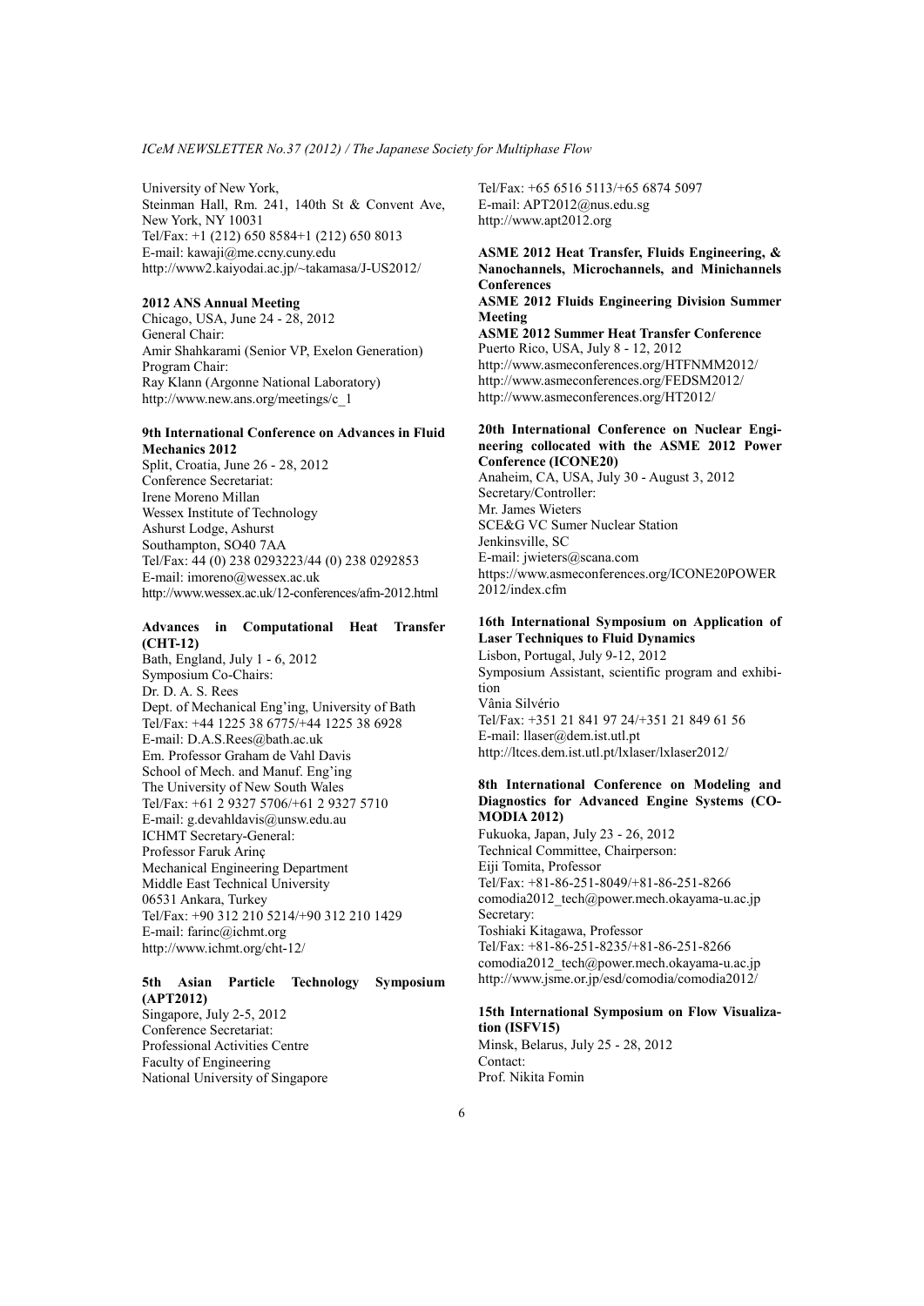University of New York,
Steinman Hall, Rm. 241, 140th St & Convent Ave, New York, NY 10031
Tel/Fax: +1 (212) 650 8584+1 (212) 650 8013
E-mail: kawaji@me.ccny.cuny.edu
http://www2.kaiyodai.ac.jp/~takamasa/J-US2012/

**2012 ANS Annual Meeting**
Chicago, USA, June 24 - 28, 2012
General Chair:
Amir Shahkarami (Senior VP, Exelon Generation)
Program Chair:
Ray Klann (Argonne National Laboratory)
http://www.new.ans.org/meetings/c_1

**9th International Conference on Advances in Fluid Mechanics 2012**
Split, Croatia, June 26 - 28, 2012
Conference Secretariat:
Irene Moreno Millan
Wessex Institute of Technology
Ashurst Lodge, Ashurst
Southampton, SO40 7AA
Tel/Fax: 44 (0) 238 0293223/44 (0) 238 0292853
E-mail: imoreno@wessex.ac.uk
http://www.wessex.ac.uk/12-conferences/afm-2012.html

**Advances in Computational Heat Transfer (CHT-12)**
Bath, England, July 1 - 6, 2012
Symposium Co-Chairs:
Dr. D. A. S. Rees
Dept. of Mechanical Eng'ing, University of Bath
Tel/Fax: +44 1225 38 6775/+44 1225 38 6928
E-mail: D.A.S.Rees@bath.ac.uk
Em. Professor Graham de Vahl Davis
School of Mech. and Manuf. Eng'ing
The University of New South Wales
Tel/Fax: +61 2 9327 5706/+61 2 9327 5710
E-mail: g.devahldavis@unsw.edu.au
ICHMT Secretary-General:
Professor Faruk Arinç
Mechanical Engineering Department
Middle East Technical University
06531 Ankara, Turkey
Tel/Fax: +90 312 210 5214/+90 312 210 1429
E-mail: farinc@ichmt.org
http://www.ichmt.org/cht-12/

**5th Asian Particle Technology Symposium (APT2012)**
Singapore, July 2-5, 2012
Conference Secretariat:
Professional Activities Centre
Faculty of Engineering
National University of Singapore
Tel/Fax: +65 6516 5113/+65 6874 5097
E-mail: APT2012@nus.edu.sg
http://www.apt2012.org

**ASME 2012 Heat Transfer, Fluids Engineering, & Nanochannels, Microchannels, and Minichannels Conferences**
**ASME 2012 Fluids Engineering Division Summer Meeting**
**ASME 2012 Summer Heat Transfer Conference**
Puerto Rico, USA, July 8 - 12, 2012
http://www.asmeconferences.org/HTFNMM2012/
http://www.asmeconferences.org/FEDSM2012/
http://www.asmeconferences.org/HT2012/

**20th International Conference on Nuclear Engineering collocated with the ASME 2012 Power Conference (ICONE20)**
Anaheim, CA, USA, July 30 - August 3, 2012
Secretary/Controller:
Mr. James Wieters
SCE&G VC Sumer Nuclear Station
Jenkinsville, SC
E-mail: jwieters@scana.com
https://www.asmeconferences.org/ICONE20POWER2012/index.cfm

**16th International Symposium on Application of Laser Techniques to Fluid Dynamics**
Lisbon, Portugal, July 9-12, 2012
Symposium Assistant, scientific program and exhibition
Vânia Silvério
Tel/Fax: +351 21 841 97 24/+351 21 849 61 56
E-mail: llaser@dem.ist.utl.pt
http://ltces.dem.ist.utl.pt/lxlaser/lxlaser2012/

**8th International Conference on Modeling and Diagnostics for Advanced Engine Systems (COMODIA 2012)**
Fukuoka, Japan, July 23 - 26, 2012
Technical Committee, Chairperson:
Eiji Tomita, Professor
Tel/Fax: +81-86-251-8049/+81-86-251-8266
comodia2012_tech@power.mech.okayama-u.ac.jp
Secretary:
Toshiaki Kitagawa, Professor
Tel/Fax: +81-86-251-8235/+81-86-251-8266
comodia2012_tech@power.mech.okayama-u.ac.jp
http://www.jsme.or.jp/esd/comodia/comodia2012/

**15th International Symposium on Flow Visualization (ISFV15)**
Minsk, Belarus, July 25 - 28, 2012
Contact:
Prof. Nikita Fomin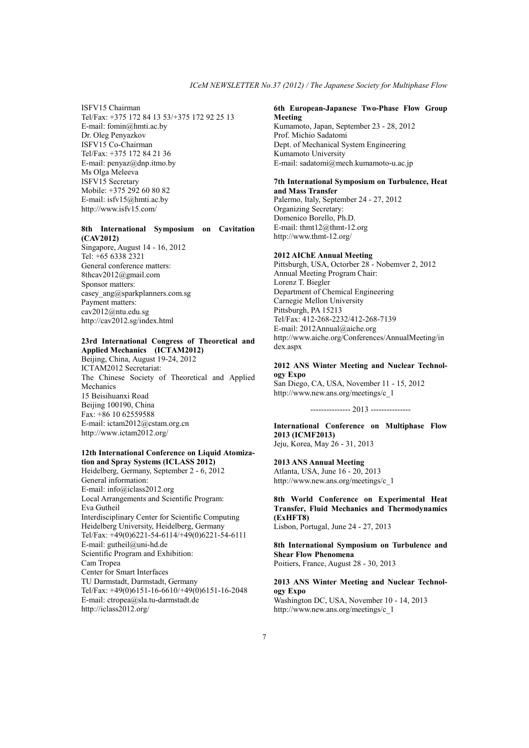ISFV15 Chairman
Tel/Fax: +375 172 84 13 53/+375 172 92 25 13
E-mail: fomin@hmti.ac.by
Dr. Oleg Penyazkov
ISFV15 Co-Chairman
Tel/Fax: +375 172 84 21 36
E-mail: penyaz@dnp.itmo.by
Ms Olga Meleeva
ISFV15 Secretary
Mobile: +375 292 60 80 82
E-mail: isfv15@hmti.ac.by
http://www.isfv15.com/

**8th International Symposium on Cavitation (CAV2012)**
Singapore, August 14 - 16, 2012
Tel: +65 6338 2321
General conference matters:
8thcav2012@gmail.com
Sponsor matters:
casey_ang@sparkplanners.com.sg
Payment matters:
cav2012@ntu.edu.sg
http://cav2012.sg/index.html

**23rd International Congress of Theoretical and Applied Mechanics (ICTAM2012)**
Beijing, China, August 19-24, 2012
ICTAM2012 Secretariat:
The Chinese Society of Theoretical and Applied Mechanics
15 Beisihuanxi Road
Beijing 100190, China
Fax: +86 10 62559588
E-mail: ictam2012@cstam.org.cn
http://www.ictam2012.org/

**12th International Conference on Liquid Atomization and Spray Systems (ICLASS 2012)**
Heidelberg, Germany, September 2 - 6, 2012
General information:
E-mail: info@iclass2012.org
Local Arrangements and Scientific Program:
Eva Gutheil
Interdisciplinary Center for Scientific Computing
Heidelberg University, Heidelberg, Germany
Tel/Fax: +49(0)6221-54-6114/+49(0)6221-54-6111
E-mail: gutheil@uni-hd.de
Scientific Program and Exhibition:
Cam Tropea
Center for Smart Interfaces
TU Darmstadt, Darmstadt, Germany
Tel/Fax: +49(0)6151-16-6610/+49(0)6151-16-2048
E-mail: ctropea@sla.tu-darmstadt.de
http://iclass2012.org/

**6th European-Japanese Two-Phase Flow Group Meeting**
Kumamoto, Japan, September 23 - 28, 2012
Prof. Michio Sadatomi
Dept. of Mechanical System Engineering
Kumamoto University
E-mail: sadatomi@mech.kumamoto-u.ac.jp

**7th International Symposium on Turbulence, Heat and Mass Transfer**
Palermo, Italy, September 24 - 27, 2012
Organizing Secretary:
Domenico Borello, Ph.D.
E-mail: thmt12@thmt-12.org
http://www.thmt-12.org/

**2012 AIChE Annual Meeting**
Pittsburgh, USA, Octorber 28 - Nobemver 2, 2012
Annual Meeting Program Chair:
Lorenz T. Biegler
Department of Chemical Engineering
Carnegie Mellon University
Pittsburgh, PA 15213
Tel/Fax: 412-268-2232/412-268-7139
E-mail: 2012Annual@aiche.org
http://www.aiche.org/Conferences/AnnualMeeting/index.aspx

**2012 ANS Winter Meeting and Nuclear Technology Expo**
San Diego, CA, USA, November 11 - 15, 2012
http://www.new.ans.org/meetings/c_1

--------------- 2013 ---------------

**International Conference on Multiphase Flow 2013 (ICMF2013)**
Jeju, Korea, May 26 - 31, 2013

**2013 ANS Annual Meeting**
Atlanta, USA, June 16 - 20, 2013
http://www.new.ans.org/meetings/c_1

**8th World Conference on Experimental Heat Transfer, Fluid Mechanics and Thermodynamics (ExHFT8)**
Lisbon, Portugal, June 24 - 27, 2013

**8th International Symposium on Turbulence and Shear Flow Phenomena**
Poitiers, France, August 28 - 30, 2013

**2013 ANS Winter Meeting and Nuclear Technology Expo**
Washington DC, USA, November 10 - 14, 2013
http://www.new.ans.org/meetings/c_1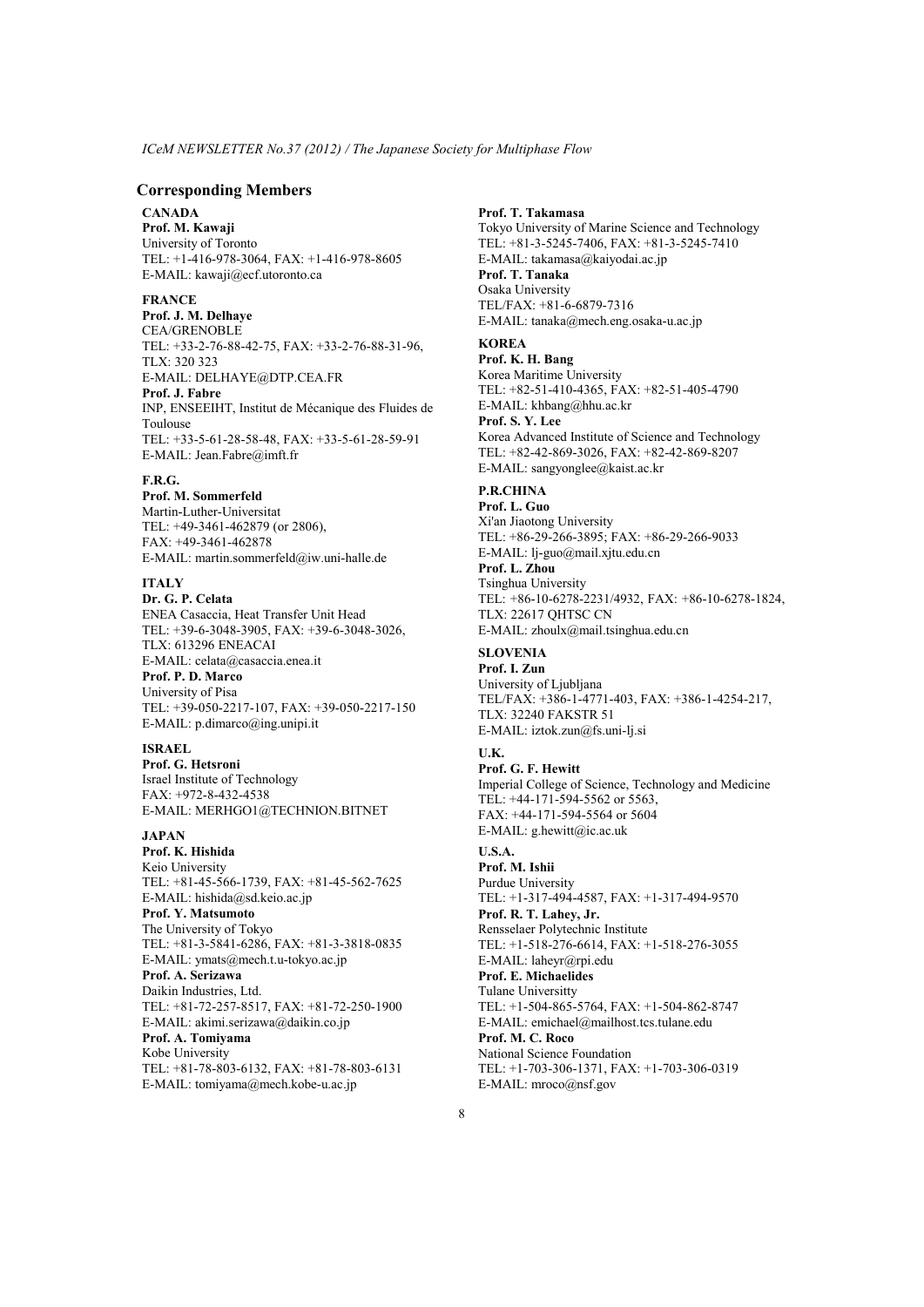## Corresponding Members

**CANADA**

**Prof. M. Kawaji**
University of Toronto
TEL: +1-416-978-3064, FAX: +1-416-978-8605
E-MAIL: kawaji@ecf.utoronto.ca

**FRANCE**

**Prof. J. M. Delhaye**
CEA/GRENOBLE
TEL: +33-2-76-88-42-75, FAX: +33-2-76-88-31-96,
TLX: 320 323
E-MAIL: DELHAYE@DTP.CEA.FR

**Prof. J. Fabre**
INP, ENSEEIHT, Institut de Mécanique des Fluides de Toulouse
TEL: +33-5-61-28-58-48, FAX: +33-5-61-28-59-91
E-MAIL: Jean.Fabre@imft.fr

**F.R.G.**

**Prof. M. Sommerfeld**
Martin-Luther-Universitat
TEL: +49-3461-462879 (or 2806),
FAX: +49-3461-462878
E-MAIL: martin.sommerfeld@iw.uni-halle.de

**ITALY**

**Dr. G. P. Celata**
ENEA Casaccia, Heat Transfer Unit Head
TEL: +39-6-3048-3905, FAX: +39-6-3048-3026,
TLX: 613296 ENEACAI
E-MAIL: celata@casaccia.enea.it

**Prof. P. D. Marco**
University of Pisa
TEL: +39-050-2217-107, FAX: +39-050-2217-150
E-MAIL: p.dimarco@ing.unipi.it

**ISRAEL**

**Prof. G. Hetsroni**
Israel Institute of Technology
FAX: +972-8-432-4538
E-MAIL: MERHGO1@TECHNION.BITNET

**JAPAN**

**Prof. K. Hishida**
Keio University
TEL: +81-45-566-1739, FAX: +81-45-562-7625
E-MAIL: hishida@sd.keio.ac.jp

**Prof. Y. Matsumoto**
The University of Tokyo
TEL: +81-3-5841-6286, FAX: +81-3-3818-0835
E-MAIL: ymats@mech.t.u-tokyo.ac.jp

**Prof. A. Serizawa**
Daikin Industries, Ltd.
TEL: +81-72-257-8517, FAX: +81-72-250-1900
E-MAIL: akimi.serizawa@daikin.co.jp

**Prof. A. Tomiyama**
Kobe University
TEL: +81-78-803-6132, FAX: +81-78-803-6131
E-MAIL: tomiyama@mech.kobe-u.ac.jp

**Prof. T. Takamasa**
Tokyo University of Marine Science and Technology
TEL: +81-3-5245-7406, FAX: +81-3-5245-7410
E-MAIL: takamasa@kaiyodai.ac.jp

**Prof. T. Tanaka**
Osaka University
TEL/FAX: +81-6-6879-7316
E-MAIL: tanaka@mech.eng.osaka-u.ac.jp

**KOREA**

**Prof. K. H. Bang**
Korea Maritime University
TEL: +82-51-410-4365, FAX: +82-51-405-4790
E-MAIL: khbang@hhu.ac.kr

**Prof. S. Y. Lee**
Korea Advanced Institute of Science and Technology
TEL: +82-42-869-3026, FAX: +82-42-869-8207
E-MAIL: sangyonglee@kaist.ac.kr

**P.R.CHINA**

**Prof. L. Guo**
Xi'an Jiaotong University
TEL: +86-29-266-3895; FAX: +86-29-266-9033
E-MAIL: lj-guo@mail.xjtu.edu.cn

**Prof. L. Zhou**
Tsinghua University
TEL: +86-10-6278-2231/4932, FAX: +86-10-6278-1824,
TLX: 22617 QHTSC CN
E-MAIL: zhoulx@mail.tsinghua.edu.cn

**SLOVENIA**

**Prof. I. Zun**
University of Ljubljana
TEL/FAX: +386-1-4771-403, FAX: +386-1-4254-217,
TLX: 32240 FAKSTR 51
E-MAIL: iztok.zun@fs.uni-lj.si

**U.K.**

**Prof. G. F. Hewitt**
Imperial College of Science, Technology and Medicine
TEL: +44-171-594-5562 or 5563,
FAX: +44-171-594-5564 or 5604
E-MAIL: g.hewitt@ic.ac.uk

**U.S.A.**

**Prof. M. Ishii**
Purdue University
TEL: +1-317-494-4587, FAX: +1-317-494-9570

**Prof. R. T. Lahey, Jr.**
Rensselaer Polytechnic Institute
TEL: +1-518-276-6614, FAX: +1-518-276-3055
E-MAIL: laheyr@rpi.edu

**Prof. E. Michaelides**
Tulane Universitty
TEL: +1-504-865-5764, FAX: +1-504-862-8747
E-MAIL: emichael@mailhost.tcs.tulane.edu

**Prof. M. C. Roco**
National Science Foundation
TEL: +1-703-306-1371, FAX: +1-703-306-0319
E-MAIL: mroco@nsf.gov